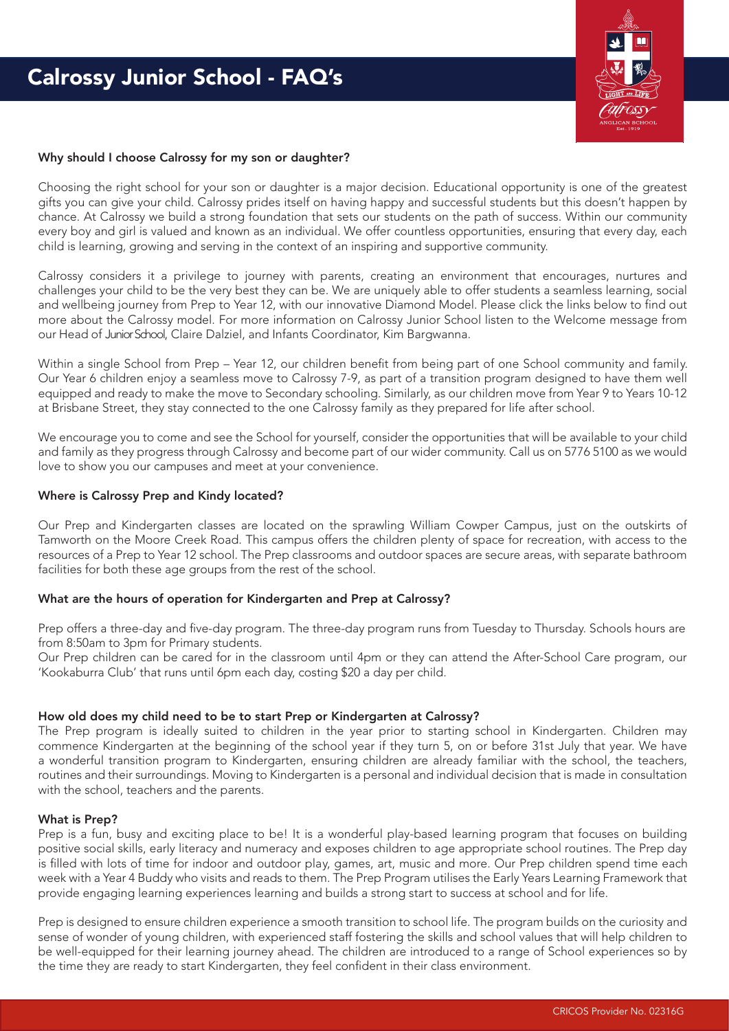# Calrossy Junior School - FAQ's

### Why should I choose Calrossy for my son or daughter?

Choosing the right school for your son or daughter is a major decision. Educational opportunity is one of the greatest gifts you can give your child. Calrossy prides itself on having happy and successful students but this doesn't happen by chance. At Calrossy we build a strong foundation that sets our students on the path of success. Within our community every boy and girl is valued and known as an individual. We offer countless opportunities, ensuring that every day, each child is learning, growing and serving in the context of an inspiring and supportive community.

Calrossy considers it a privilege to journey with parents, creating an environment that encourages, nurtures and challenges your child to be the very best they can be. We are uniquely able to offer students a seamless learning, social and wellbeing journey from Prep to Year 12, with our innovative Diamond Model. Please click the links below to find out more about the Calrossy model. For more information on Calrossy Junior School listen to the Welcome message from our Head of Junior School, Claire Dalziel, and Infants Coordinator, Kim Bargwanna.

Within a single School from Prep – Year 12, our children benefit from being part of one School community and family. Our Year 6 children enjoy a seamless move to Calrossy 7-9, as part of a transition program designed to have them well equipped and ready to make the move to Secondary schooling. Similarly, as our children move from Year 9 to Years 10-12 at Brisbane Street, they stay connected to the one Calrossy family as they prepared for life after school.

We encourage you to come and see the School for yourself, consider the opportunities that will be available to your child and family as they progress through Calrossy and become part of our wider community. Call us on 5776 5100 as we would love to show you our campuses and meet at your convenience.

### Where is Calrossy Prep and Kindy located?

Our Prep and Kindergarten classes are located on the sprawling William Cowper Campus, just on the outskirts of Tamworth on the Moore Creek Road. This campus offers the children plenty of space for recreation, with access to the resources of a Prep to Year 12 school. The Prep classrooms and outdoor spaces are secure areas, with separate bathroom facilities for both these age groups from the rest of the school.

### What are the hours of operation for Kindergarten and Prep at Calrossy?

Prep offers a three-day and five-day program. The three-day program runs from Tuesday to Thursday. Schools hours are from 8:50am to 3pm for Primary students.

Our Prep children can be cared for in the classroom until 4pm or they can attend the After-School Care program, our 'Kookaburra Club' that runs until 6pm each day, costing $20 a day per child.

### How old does my child need to be to start Prep or Kindergarten at Calrossy?

The Prep program is ideally suited to children in the year prior to starting school in Kindergarten. Children may commence Kindergarten at the beginning of the school year if they turn 5, on or before 31st July that year. We have a wonderful transition program to Kindergarten, ensuring children are already familiar with the school, the teachers, routines and their surroundings. Moving to Kindergarten is a personal and individual decision that is made in consultation with the school, teachers and the parents.

### What is Prep?

Prep is a fun, busy and exciting place to be! It is a wonderful play-based learning program that focuses on building positive social skills, early literacy and numeracy and exposes children to age appropriate school routines. The Prep day is filled with lots of time for indoor and outdoor play, games, art, music and more. Our Prep children spend time each week with a Year 4 Buddy who visits and reads to them. The Prep Program utilises the Early Years Learning Framework that provide engaging learning experiences learning and builds a strong start to success at school and for life.

Prep is designed to ensure children experience a smooth transition to school life. The program builds on the curiosity and sense of wonder of young children, with experienced staff fostering the skills and school values that will help children to be well-equipped for their learning journey ahead. The children are introduced to a range of School experiences so by the time they are ready to start Kindergarten, they feel confident in their class environment.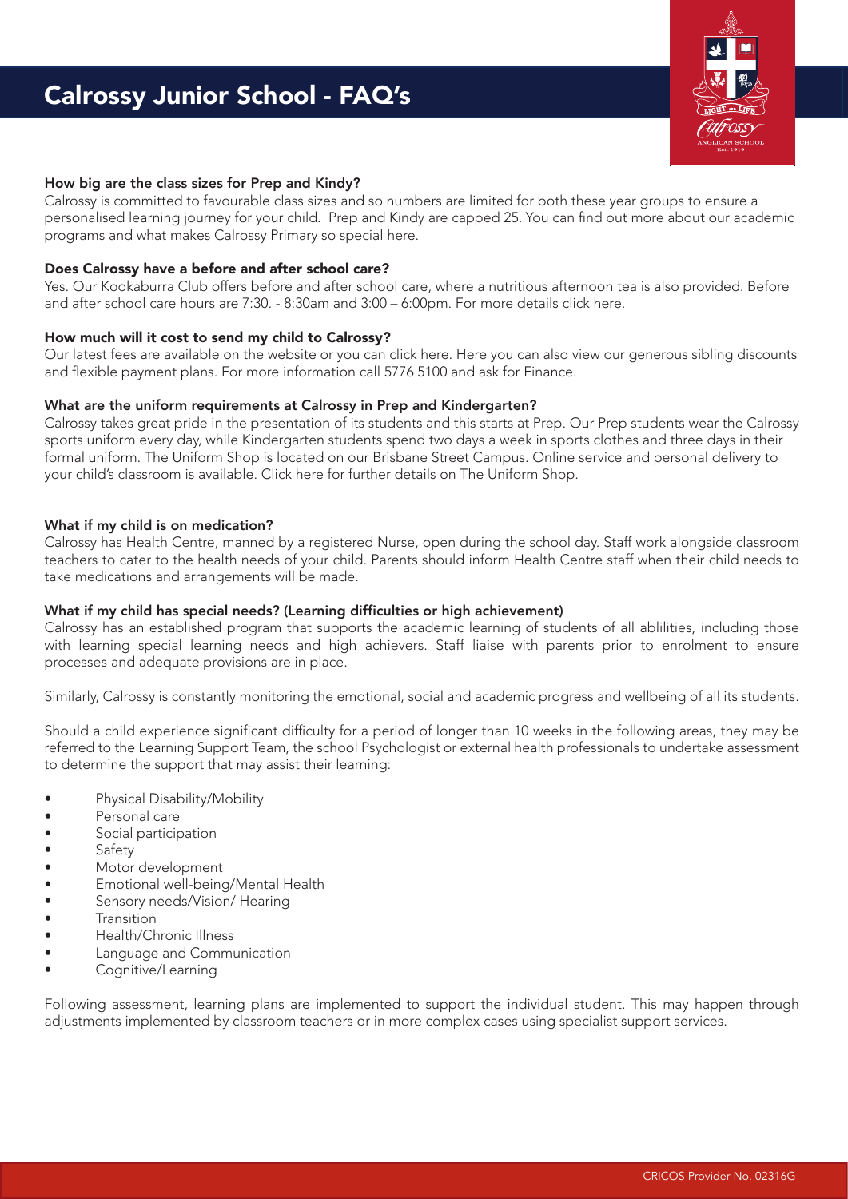# Calrossy Junior School - FAQ's

### How big are the class sizes for Prep and Kindy?

Calrossy is committed to favourable class sizes and so numbers are limited for both these year groups to ensure a personalised learning journey for your child. Prep and Kindy are capped 25. You can find out more about our academic programs and what makes Calrossy Primary so special here.

### Does Calrossy have a before and after school care?

Yes. Our Kookaburra Club offers before and after school care, where a nutritious afternoon tea is also provided. Before and after school care hours are 7:30. - 8:30am and 3:00 – 6:00pm. For more details click here.

### How much will it cost to send my child to Calrossy?

Our latest fees are available on the website or you can click here. Here you can also view our generous sibling discounts and flexible payment plans. For more information call 5776 5100 and ask for Finance.

### What are the uniform requirements at Calrossy in Prep and Kindergarten?

Calrossy takes great pride in the presentation of its students and this starts at Prep. Our Prep students wear the Calrossy sports uniform every day, while Kindergarten students spend two days a week in sports clothes and three days in their formal uniform. The Uniform Shop is located on our Brisbane Street Campus. Online service and personal delivery to your child's classroom is available. Click here for further details on The Uniform Shop.

### What if my child is on medication?

Calrossy has Health Centre, manned by a registered Nurse, open during the school day. Staff work alongside classroom teachers to cater to the health needs of your child. Parents should inform Health Centre staff when their child needs to take medications and arrangements will be made.

### What if my child has special needs? (Learning difficulties or high achievement)

Calrossy has an established program that supports the academic learning of students of all ablilities, including those with learning special learning needs and high achievers. Staff liaise with parents prior to enrolment to ensure processes and adequate provisions are in place.

Similarly, Calrossy is constantly monitoring the emotional, social and academic progress and wellbeing of all its students.

Should a child experience significant difficulty for a period of longer than 10 weeks in the following areas, they may be referred to the Learning Support Team, the school Psychologist or external health professionals to undertake assessment to determine the support that may assist their learning:

- Physical Disability/Mobility
- Personal care
- Social participation
- Safety
- Motor development
- Emotional well-being/Mental Health
- Sensory needs/Vision/ Hearing
- Transition
- Health/Chronic Illness
- Language and Communication
- Cognitive/Learning

Following assessment, learning plans are implemented to support the individual student. This may happen through adjustments implemented by classroom teachers or in more complex cases using specialist support services.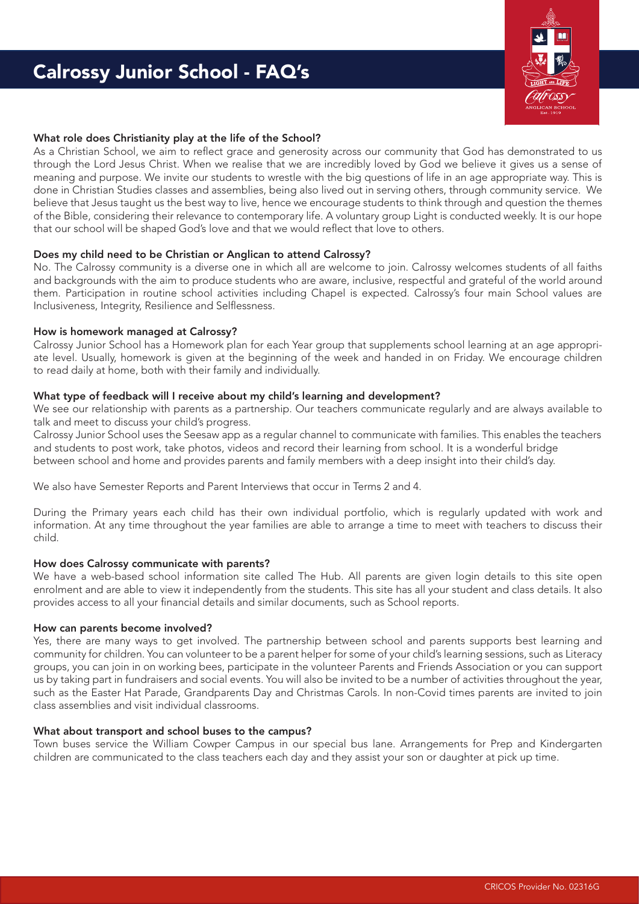# Calrossy Junior School - FAQ's

### What role does Christianity play at the life of the School?

As a Christian School, we aim to reflect grace and generosity across our community that God has demonstrated to us through the Lord Jesus Christ. When we realise that we are incredibly loved by God we believe it gives us a sense of meaning and purpose. We invite our students to wrestle with the big questions of life in an age appropriate way. This is done in Christian Studies classes and assemblies, being also lived out in serving others, through community service. We believe that Jesus taught us the best way to live, hence we encourage students to think through and question the themes of the Bible, considering their relevance to contemporary life. A voluntary group Light is conducted weekly. It is our hope that our school will be shaped God's love and that we would reflect that love to others.

### Does my child need to be Christian or Anglican to attend Calrossy?

No. The Calrossy community is a diverse one in which all are welcome to join. Calrossy welcomes students of all faiths and backgrounds with the aim to produce students who are aware, inclusive, respectful and grateful of the world around them. Participation in routine school activities including Chapel is expected. Calrossy's four main School values are Inclusiveness, Integrity, Resilience and Selflessness.

### How is homework managed at Calrossy?

Calrossy Junior School has a Homework plan for each Year group that supplements school learning at an age appropriate level. Usually, homework is given at the beginning of the week and handed in on Friday. We encourage children to read daily at home, both with their family and individually.

### What type of feedback will I receive about my child's learning and development?

We see our relationship with parents as a partnership. Our teachers communicate regularly and are always available to talk and meet to discuss your child's progress.

Calrossy Junior School uses the Seesaw app as a regular channel to communicate with families. This enables the teachers and students to post work, take photos, videos and record their learning from school. It is a wonderful bridge between school and home and provides parents and family members with a deep insight into their child's day.

We also have Semester Reports and Parent Interviews that occur in Terms 2 and 4.

During the Primary years each child has their own individual portfolio, which is regularly updated with work and information. At any time throughout the year families are able to arrange a time to meet with teachers to discuss their child.

### How does Calrossy communicate with parents?

We have a web-based school information site called The Hub. All parents are given login details to this site open enrolment and are able to view it independently from the students. This site has all your student and class details. It also provides access to all your financial details and similar documents, such as School reports.

### How can parents become involved?

Yes, there are many ways to get involved. The partnership between school and parents supports best learning and community for children. You can volunteer to be a parent helper for some of your child's learning sessions, such as Literacy groups, you can join in on working bees, participate in the volunteer Parents and Friends Association or you can support us by taking part in fundraisers and social events. You will also be invited to be a number of activities throughout the year, such as the Easter Hat Parade, Grandparents Day and Christmas Carols. In non-Covid times parents are invited to join class assemblies and visit individual classrooms.

### What about transport and school buses to the campus?

Town buses service the William Cowper Campus in our special bus lane. Arrangements for Prep and Kindergarten children are communicated to the class teachers each day and they assist your son or daughter at pick up time.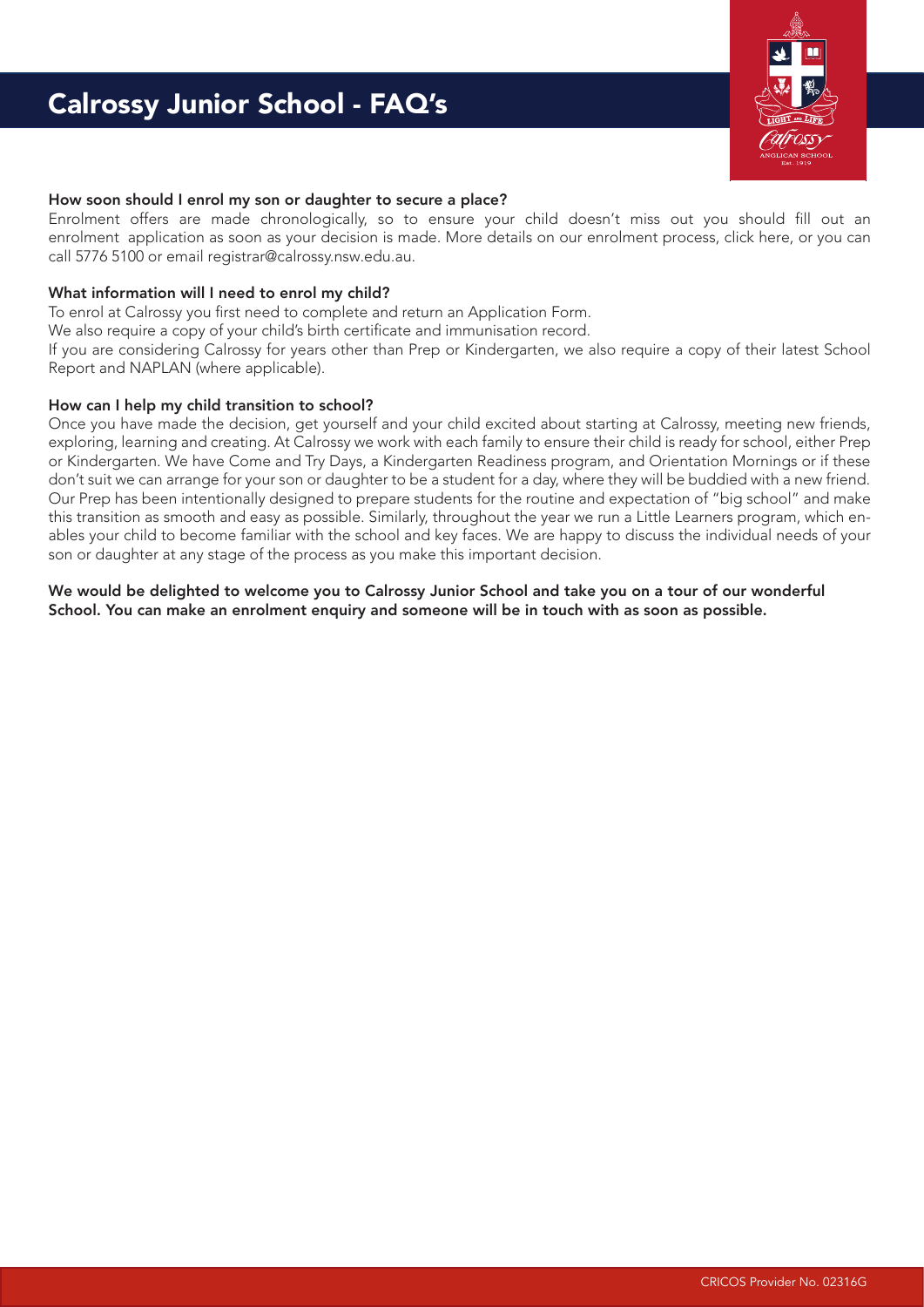# Calrossy Junior School - FAQ's

### How soon should I enrol my son or daughter to secure a place?

Enrolment offers are made chronologically, so to ensure your child doesn't miss out you should fill out an enrolment application as soon as your decision is made. More details on our enrolment process, click here, or you can call 5776 5100 or email registrar@calrossy.nsw.edu.au.

### What information will I need to enrol my child?

To enrol at Calrossy you first need to complete and return an Application Form.

We also require a copy of your child's birth certificate and immunisation record.

If you are considering Calrossy for years other than Prep or Kindergarten, we also require a copy of their latest School Report and NAPLAN (where applicable).

### How can I help my child transition to school?

Once you have made the decision, get yourself and your child excited about starting at Calrossy, meeting new friends, exploring, learning and creating. At Calrossy we work with each family to ensure their child is ready for school, either Prep or Kindergarten. We have Come and Try Days, a Kindergarten Readiness program, and Orientation Mornings or if these don't suit we can arrange for your son or daughter to be a student for a day, where they will be buddied with a new friend. Our Prep has been intentionally designed to prepare students for the routine and expectation of "big school" and make this transition as smooth and easy as possible. Similarly, throughout the year we run a Little Learners program, which enables your child to become familiar with the school and key faces. We are happy to discuss the individual needs of your son or daughter at any stage of the process as you make this important decision.

**We would be delighted to welcome you to Calrossy Junior School and take you on a tour of our wonderful School. You can make an enrolment enquiry and someone will be in touch with as soon as possible.**

CRICOS Provider No. 02316G